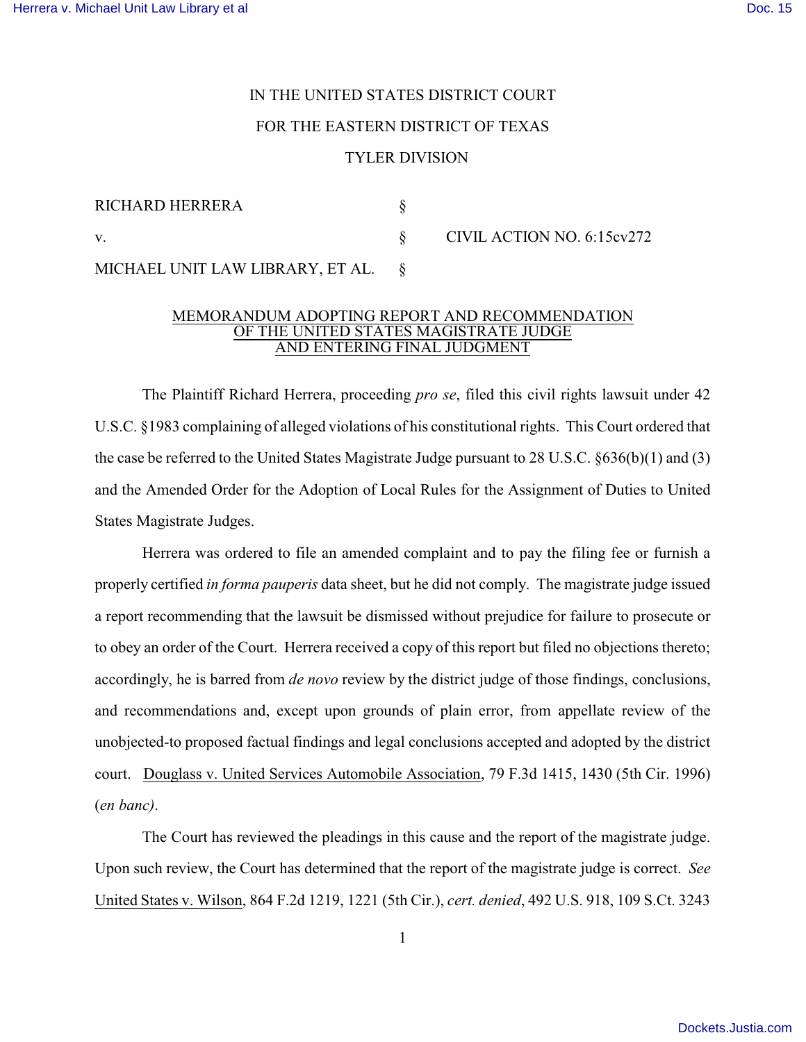IN THE UNITED STATES DISTRICT COURT

FOR THE EASTERN DISTRICT OF TEXAS

TYLER DIVISION

| | | |
|---|---|---|
| RICHARD HERRERA | § | |
| v. | § | CIVIL ACTION NO. 6:15cv272 |
| MICHAEL UNIT LAW LIBRARY, ET AL. | § | |

## MEMORANDUM ADOPTING REPORT AND RECOMMENDATION OF THE UNITED STATES MAGISTRATE JUDGE AND ENTERING FINAL JUDGMENT

The Plaintiff Richard Herrera, proceeding *pro se*, filed this civil rights lawsuit under 42 U.S.C. §1983 complaining of alleged violations of his constitutional rights. This Court ordered that the case be referred to the United States Magistrate Judge pursuant to 28 U.S.C. §636(b)(1) and (3) and the Amended Order for the Adoption of Local Rules for the Assignment of Duties to United States Magistrate Judges.

Herrera was ordered to file an amended complaint and to pay the filing fee or furnish a properly certified *in forma pauperis* data sheet, but he did not comply. The magistrate judge issued a report recommending that the lawsuit be dismissed without prejudice for failure to prosecute or to obey an order of the Court. Herrera received a copy of this report but filed no objections thereto; accordingly, he is barred from *de novo* review by the district judge of those findings, conclusions, and recommendations and, except upon grounds of plain error, from appellate review of the unobjected-to proposed factual findings and legal conclusions accepted and adopted by the district court. Douglass v. United Services Automobile Association, 79 F.3d 1415, 1430 (5th Cir. 1996) (*en banc)*.

The Court has reviewed the pleadings in this cause and the report of the magistrate judge. Upon such review, the Court has determined that the report of the magistrate judge is correct. *See* United States v. Wilson, 864 F.2d 1219, 1221 (5th Cir.), *cert. denied*, 492 U.S. 918, 109 S.Ct. 3243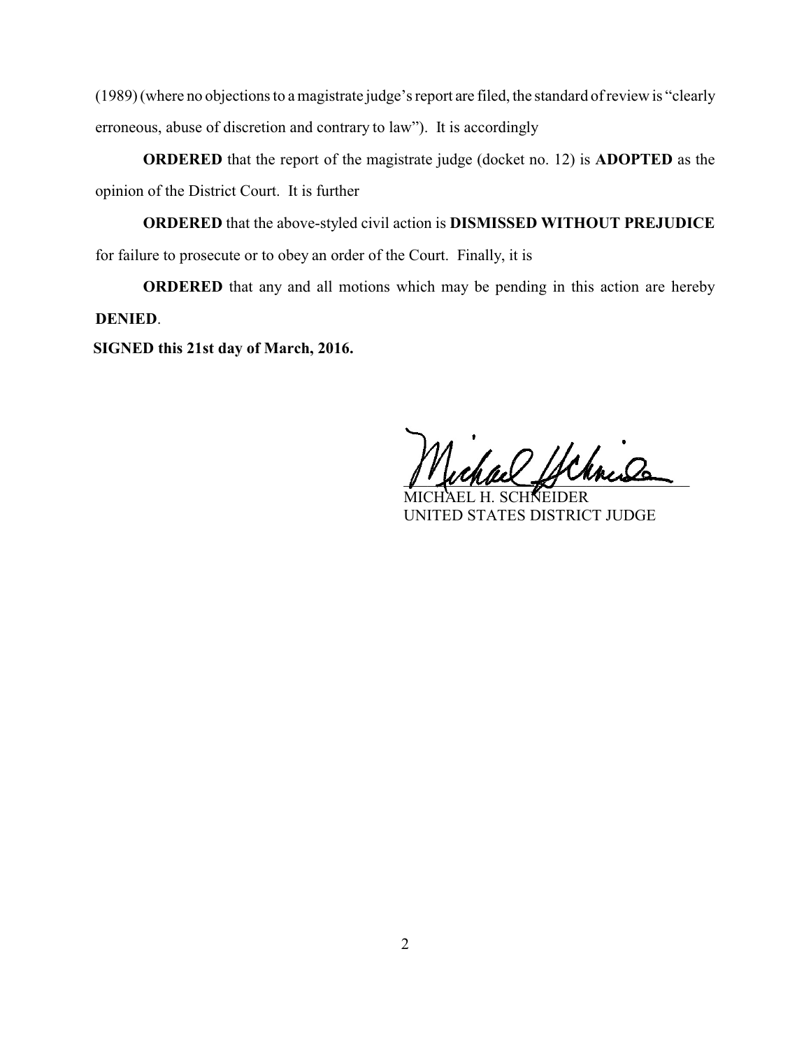(1989) (where no objections to a magistrate judge's report are filed, the standard of review is "clearly erroneous, abuse of discretion and contrary to law"). It is accordingly

**ORDERED** that the report of the magistrate judge (docket no. 12) is **ADOPTED** as the opinion of the District Court. It is further

**ORDERED** that the above-styled civil action is **DISMISSED WITHOUT PREJUDICE** for failure to prosecute or to obey an order of the Court. Finally, it is

**ORDERED** that any and all motions which may be pending in this action are hereby **DENIED**.

**SIGNED this 21st day of March, 2016.**

MICHAEL H. SCHNEIDER
UNITED STATES DISTRICT JUDGE